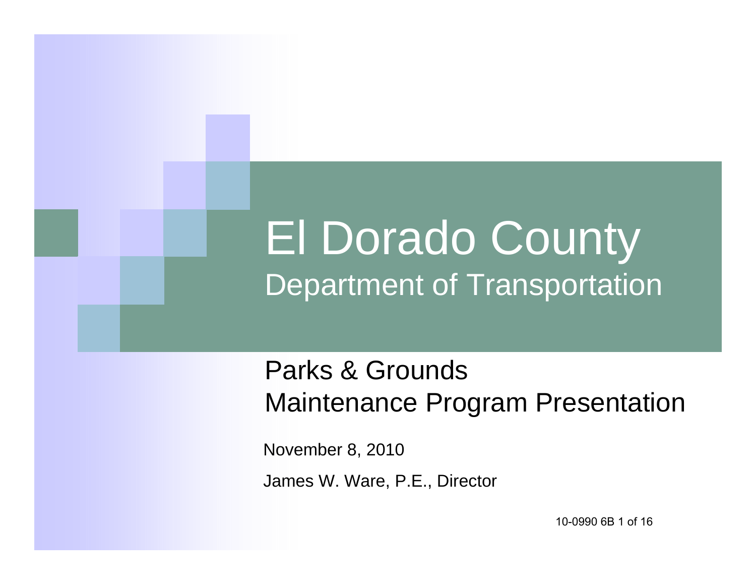# El Dorado County

## Department of Transportation

Parks & Grounds
Maintenance Program Presentation

November 8, 2010

James W. Ware, P.E., Director

10-0990 6B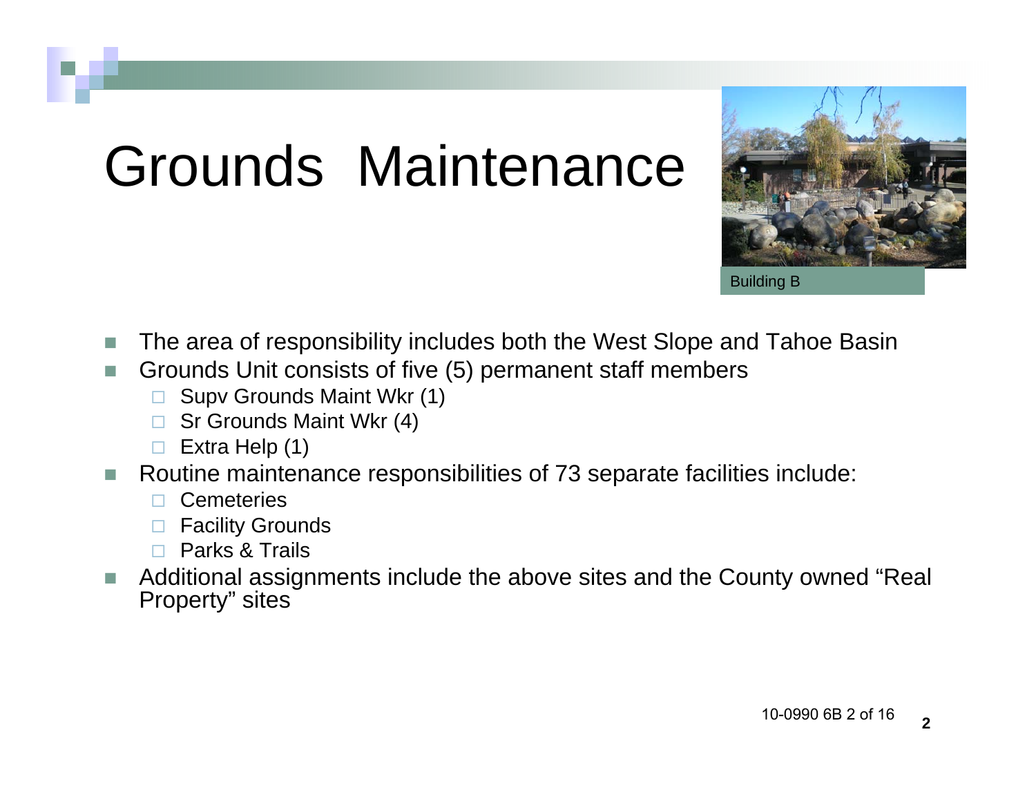# Grounds Maintenance

Building B

- The area of responsibility includes both the West Slope and Tahoe Basin
- Grounds Unit consists of five (5) permanent staff members
  - Supv Grounds Maint Wkr (1)
  - Sr Grounds Maint Wkr (4)
  - Extra Help (1)
- Routine maintenance responsibilities of 73 separate facilities include:
  - Cemeteries
  - Facility Grounds
  - Parks & Trails
- Additional assignments include the above sites and the County owned "Real Property" sites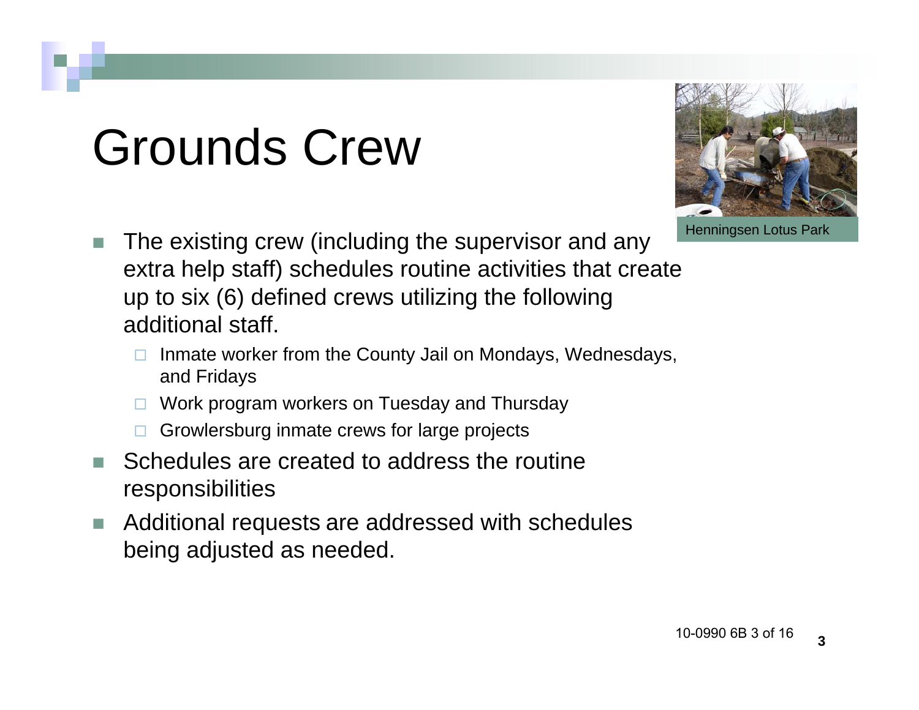# Grounds Crew

Henningsen Lotus Park

- The existing crew (including the supervisor and any extra help staff) schedules routine activities that create up to six (6) defined crews utilizing the following additional staff.
  - Inmate worker from the County Jail on Mondays, Wednesdays, and Fridays
  - Work program workers on Tuesday and Thursday
  - Growlersburg inmate crews for large projects
- Schedules are created to address the routine responsibilities
- Additional requests are addressed with schedules being adjusted as needed.

10-0990 6B 3 of 16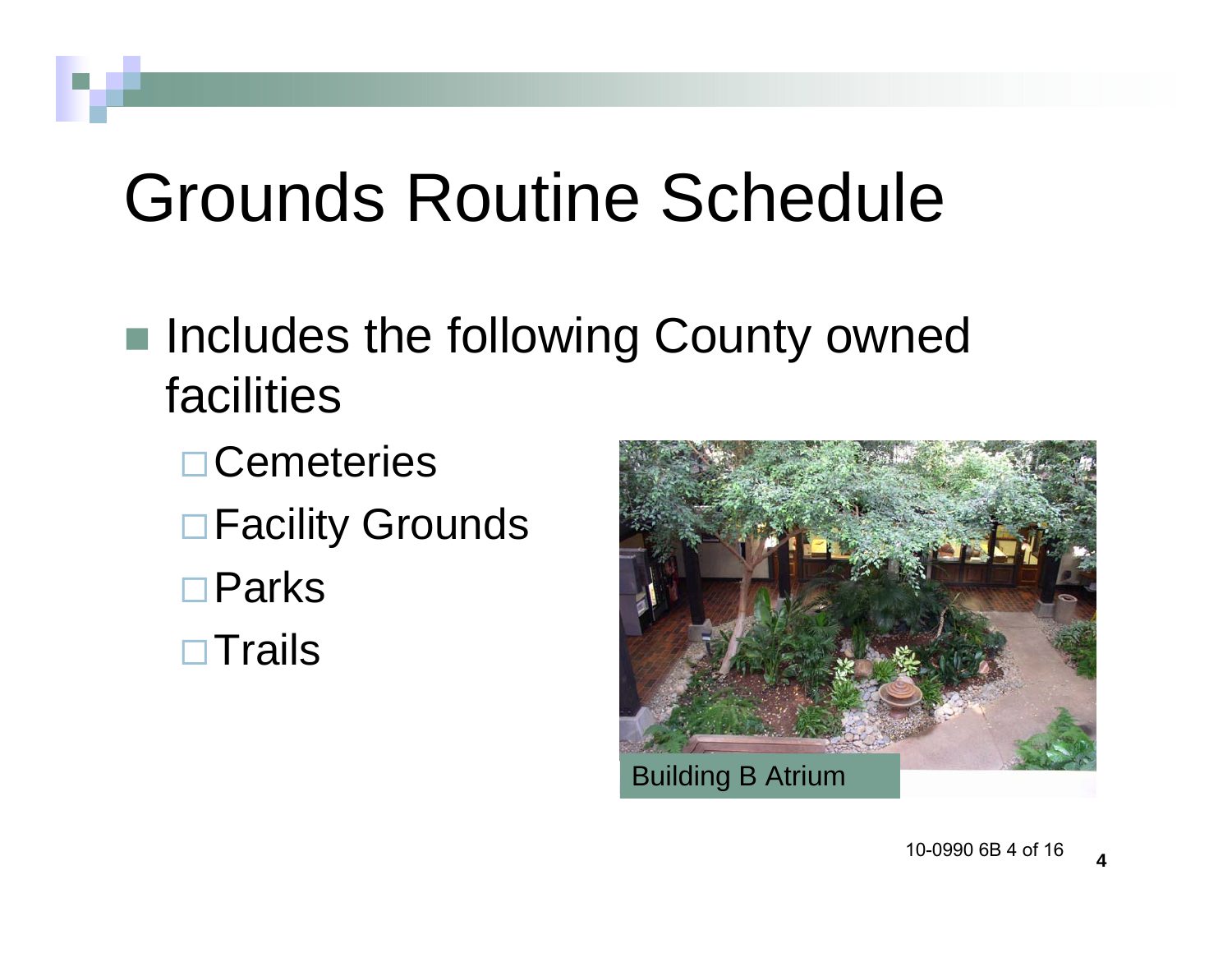# Grounds Routine Schedule

- Includes the following County owned facilities
  - Cemeteries
  - Facility Grounds
  - Parks
  - Trails

Building B Atrium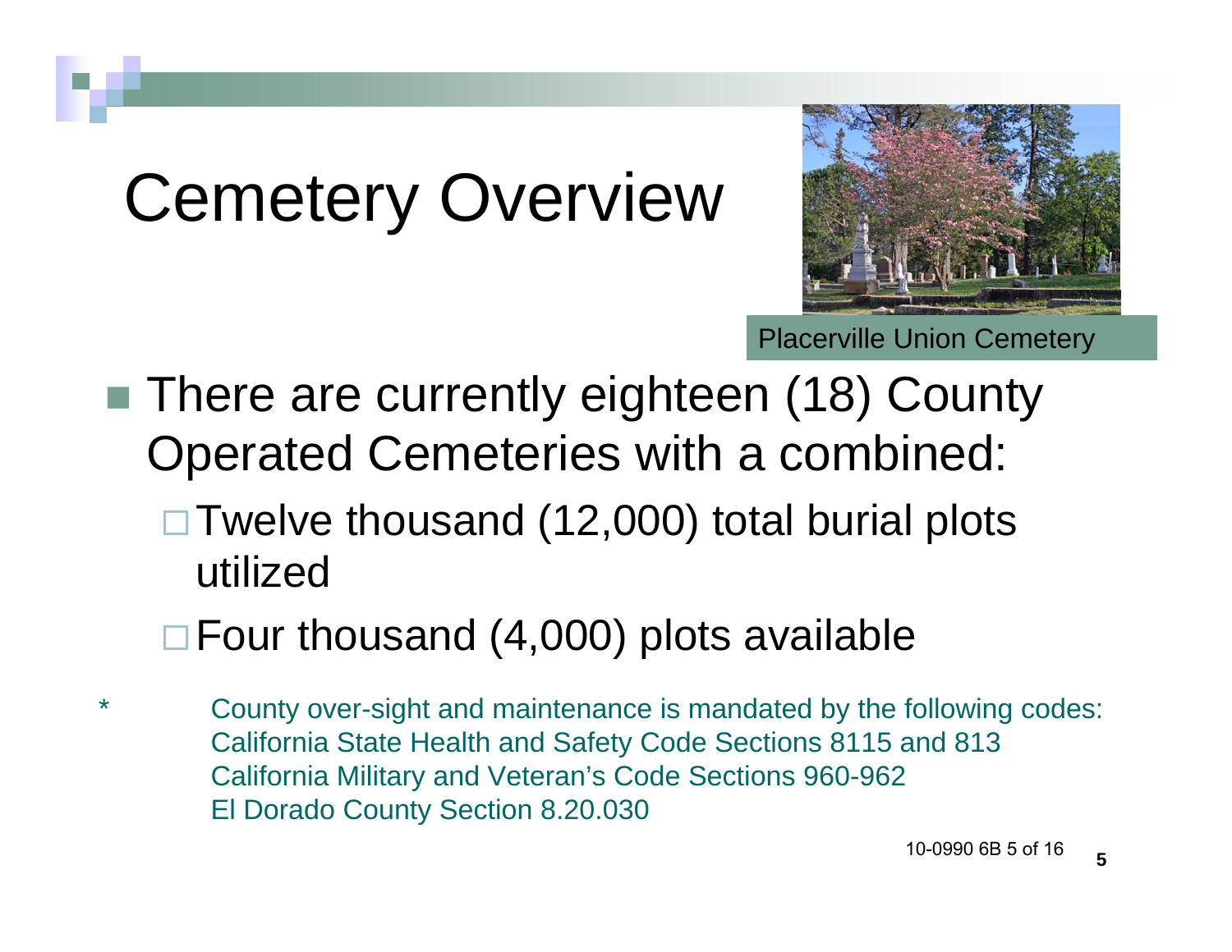# Cemetery Overview

Placerville Union Cemetery

- There are currently eighteen (18) County Operated Cemeteries with a combined:
  - Twelve thousand (12,000) total burial plots utilized
  - Four thousand (4,000) plots available

* County over-sight and maintenance is mandated by the following codes:
  California State Health and Safety Code Sections 8115 and 813
  California Military and Veteran's Code Sections 960-962
  El Dorado County Section 8.20.030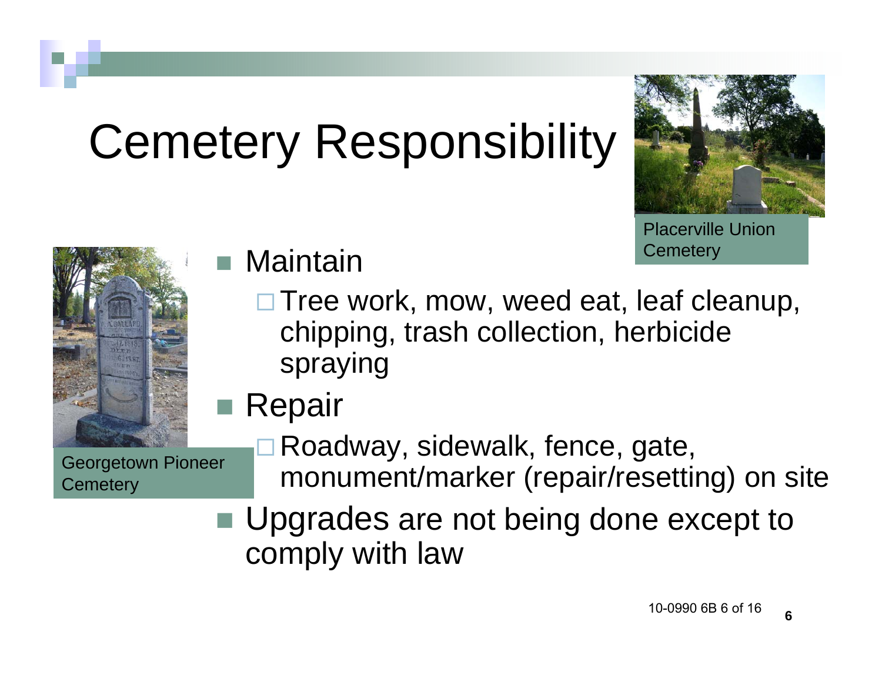# Cemetery Responsibility

Placerville Union Cemetery

Georgetown Pioneer Cemetery

- Maintain
  - Tree work, mow, weed eat, leaf cleanup, chipping, trash collection, herbicide spraying
- Repair
  - Roadway, sidewalk, fence, gate, monument/marker (repair/resetting) on site
- Upgrades are not being done except to comply with law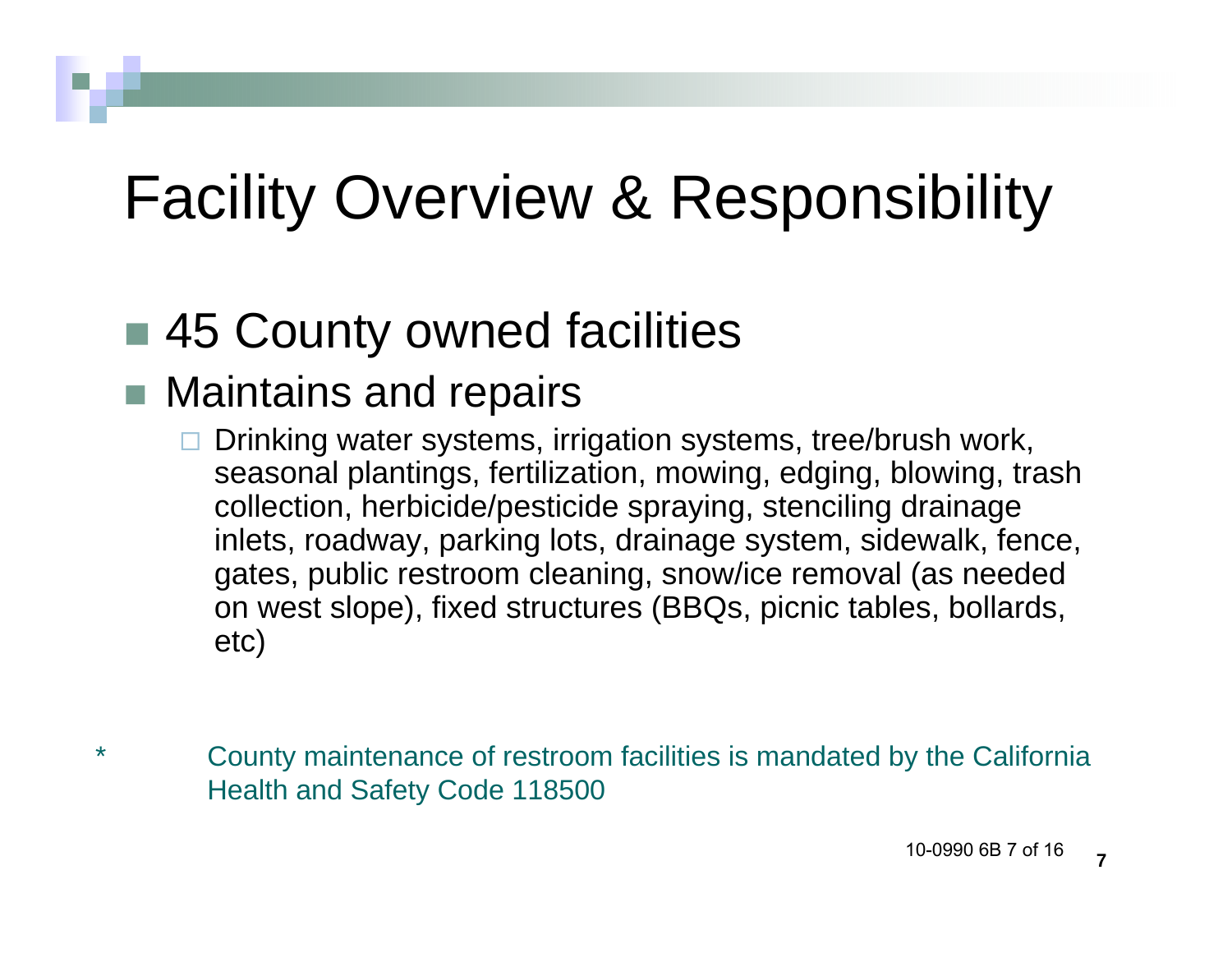# Facility Overview & Responsibility

- 45 County owned facilities
- Maintains and repairs
  - Drinking water systems, irrigation systems, tree/brush work, seasonal plantings, fertilization, mowing, edging, blowing, trash collection, herbicide/pesticide spraying, stenciling drainage inlets, roadway, parking lots, drainage system, sidewalk, fence, gates, public restroom cleaning, snow/ice removal (as needed on west slope), fixed structures (BBQs, picnic tables, bollards, etc)

\* County maintenance of restroom facilities is mandated by the California Health and Safety Code 118500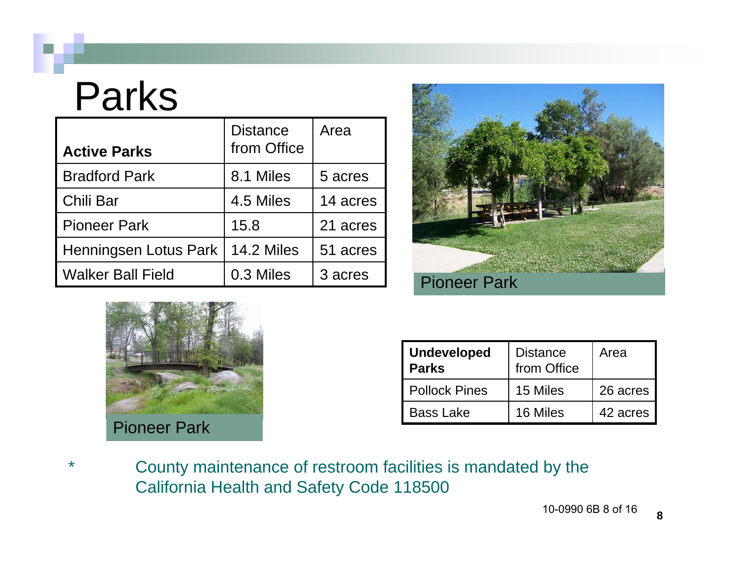# Parks

| Active Parks | Distance from Office | Area |
|---|---|---|
| Bradford Park | 8.1 Miles | 5 acres |
| Chili Bar | 4.5 Miles | 14 acres |
| Pioneer Park | 15.8 | 21 acres |
| Henningsen Lotus Park | 14.2 Miles | 51 acres |
| Walker Ball Field | 0.3 Miles | 3 acres |

Pioneer Park

Pioneer Park

| Undeveloped Parks | Distance from Office | Area |
|---|---|---|
| Pollock Pines | 15 Miles | 26 acres |
| Bass Lake | 16 Miles | 42 acres |

\* County maintenance of restroom facilities is mandated by the California Health and Safety Code 118500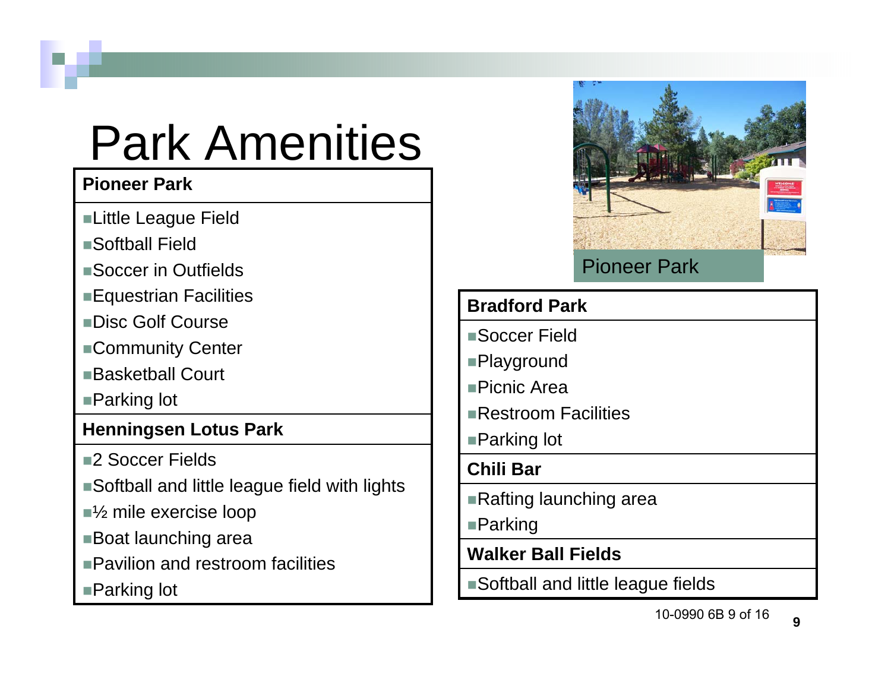# Park Amenities

| Pioneer Park |
|---|
| ▪Little League Field |
| ▪Softball Field |
| ▪Soccer in Outfields |
| ▪Equestrian Facilities |
| ▪Disc Golf Course |
| ▪Community Center |
| ▪Basketball Court |
| ▪Parking lot |

| Henningsen Lotus Park |
|---|
| ▪2 Soccer Fields |
| ▪Softball and little league field with lights |
| ▪½ mile exercise loop |
| ▪Boat launching area |
| ▪Pavilion and restroom facilities |
| ▪Parking lot |

Pioneer Park

| Bradford Park |
|---|
| ▪Soccer Field |
| ▪Playground |
| ▪Picnic Area |
| ▪Restroom Facilities |
| ▪Parking lot |

| Chili Bar |
|---|
| ▪Rafting launching area |
| ▪Parking |

| Walker Ball Fields |
|---|
| ▪Softball and little league fields |

10-0990 6B 9 of 16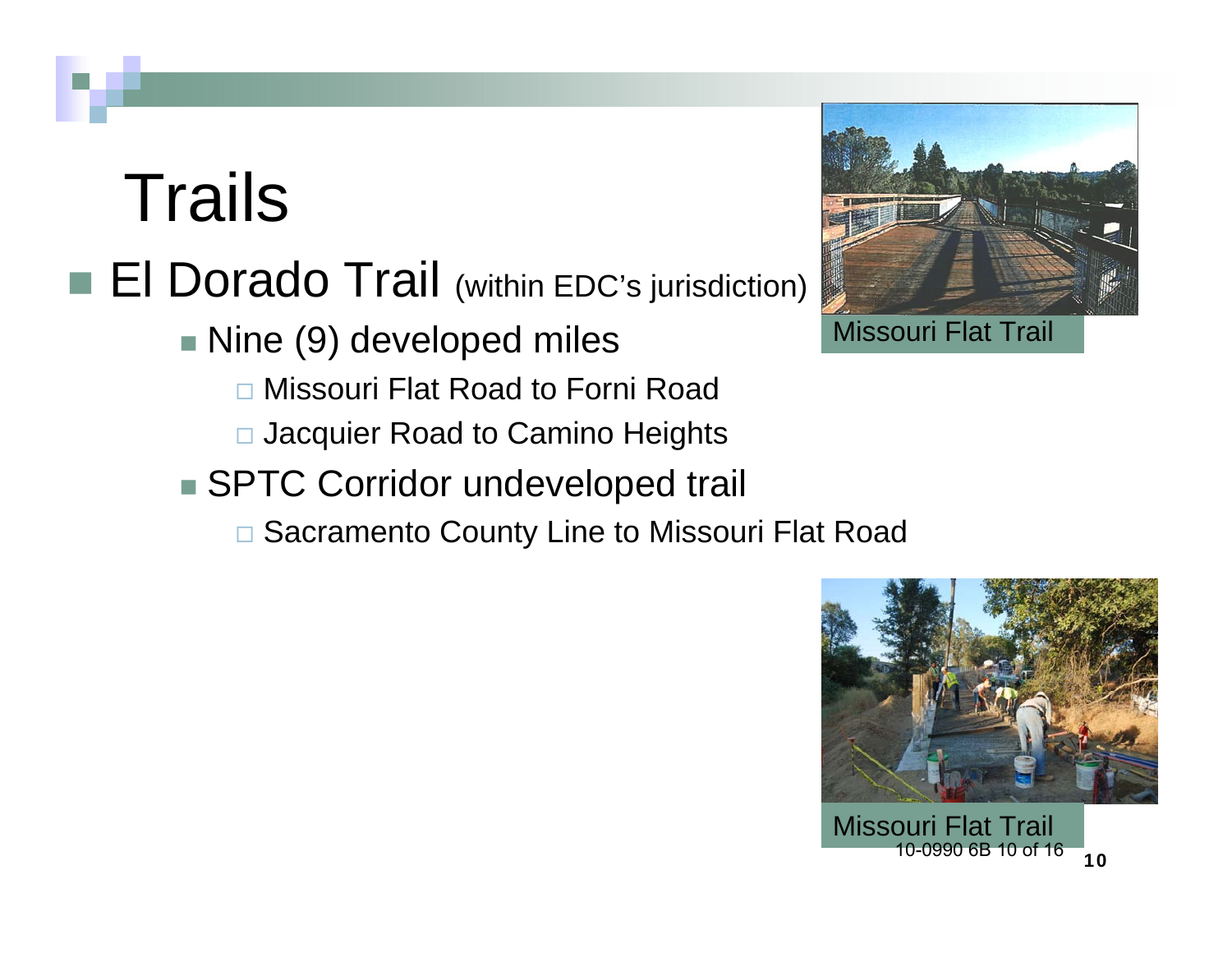# Trails

- El Dorado Trail (within EDC's jurisdiction)
  - Nine (9) developed miles
    - Missouri Flat Road to Forni Road
    - Jacquier Road to Camino Heights
  - SPTC Corridor undeveloped trail
    - Sacramento County Line to Missouri Flat Road

Missouri Flat Trail

Missouri Flat Trail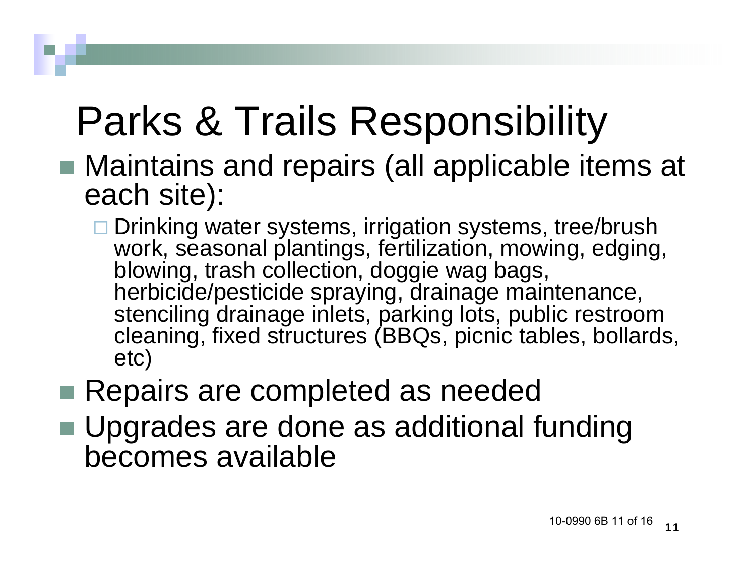# Parks & Trails Responsibility

- Maintains and repairs (all applicable items at each site):
  - Drinking water systems, irrigation systems, tree/brush work, seasonal plantings, fertilization, mowing, edging, blowing, trash collection, doggie wag bags, herbicide/pesticide spraying, drainage maintenance, stenciling drainage inlets, parking lots, public restroom cleaning, fixed structures (BBQs, picnic tables, bollards, etc)
- Repairs are completed as needed
- Upgrades are done as additional funding becomes available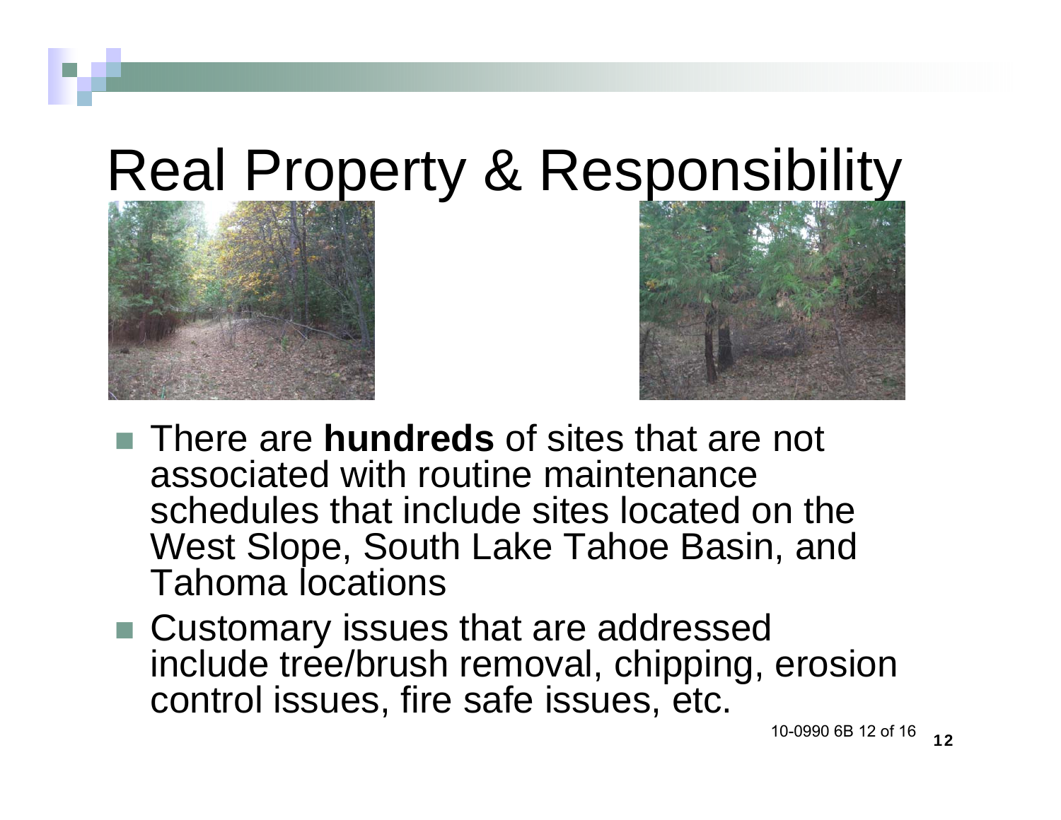# Real Property & Responsibility

- There are **hundreds** of sites that are not associated with routine maintenance schedules that include sites located on the West Slope, South Lake Tahoe Basin, and Tahoma locations
- Customary issues that are addressed include tree/brush removal, chipping, erosion control issues, fire safe issues, etc.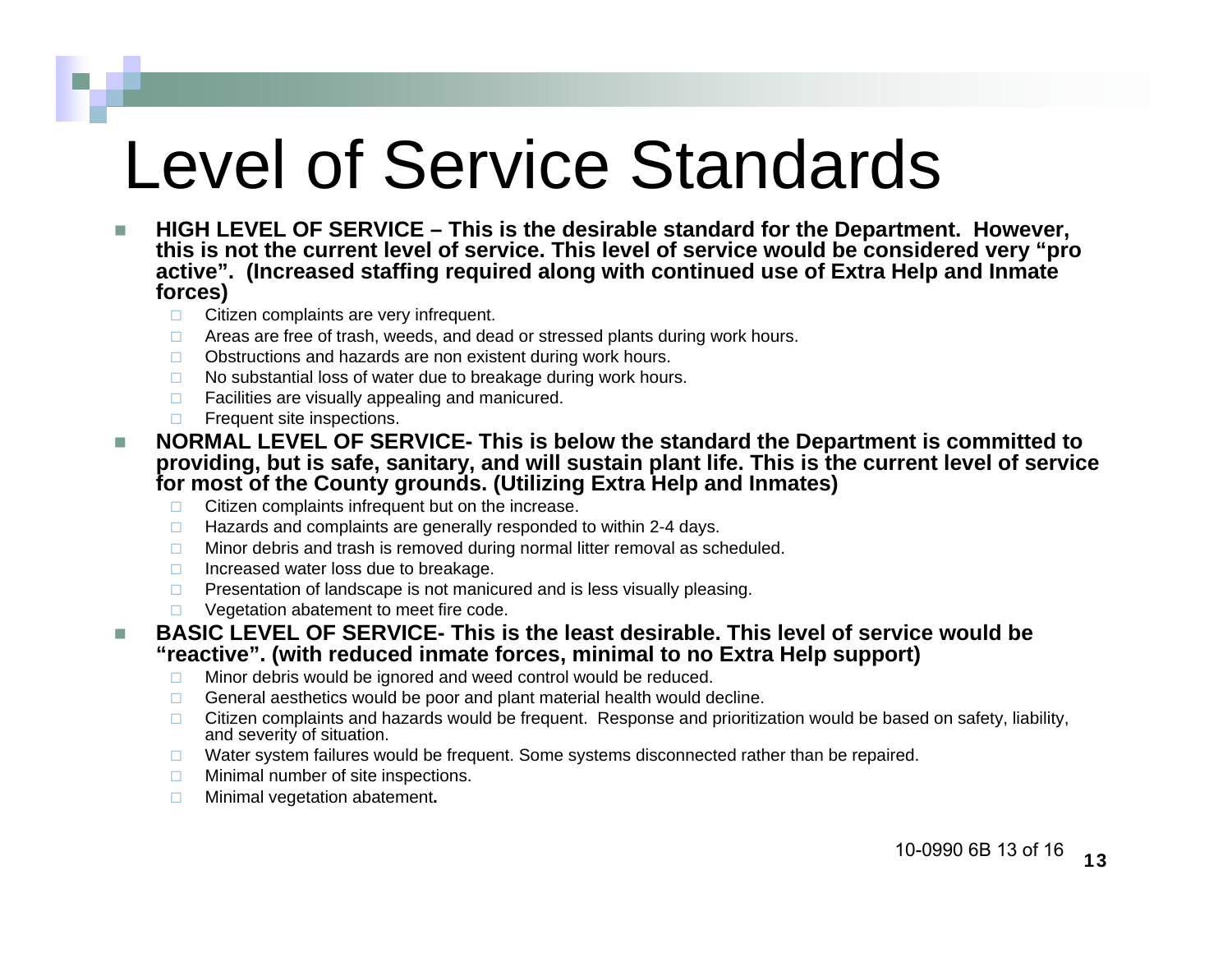# Level of Service Standards

- **HIGH LEVEL OF SERVICE – This is the desirable standard for the Department. However, this is not the current level of service. This level of service would be considered very "pro active". (Increased staffing required along with continued use of Extra Help and Inmate forces)**
  - Citizen complaints are very infrequent.
  - Areas are free of trash, weeds, and dead or stressed plants during work hours.
  - Obstructions and hazards are non existent during work hours.
  - No substantial loss of water due to breakage during work hours.
  - Facilities are visually appealing and manicured.
  - Frequent site inspections.
- **NORMAL LEVEL OF SERVICE- This is below the standard the Department is committed to providing, but is safe, sanitary, and will sustain plant life. This is the current level of service for most of the County grounds. (Utilizing Extra Help and Inmates)**
  - Citizen complaints infrequent but on the increase.
  - Hazards and complaints are generally responded to within 2-4 days.
  - Minor debris and trash is removed during normal litter removal as scheduled.
  - Increased water loss due to breakage.
  - Presentation of landscape is not manicured and is less visually pleasing.
  - Vegetation abatement to meet fire code.
- **BASIC LEVEL OF SERVICE- This is the least desirable. This level of service would be "reactive". (with reduced inmate forces, minimal to no Extra Help support)**
  - Minor debris would be ignored and weed control would be reduced.
  - General aesthetics would be poor and plant material health would decline.
  - Citizen complaints and hazards would be frequent. Response and prioritization would be based on safety, liability, and severity of situation.
  - Water system failures would be frequent. Some systems disconnected rather than be repaired.
  - Minimal number of site inspections.
  - Minimal vegetation abatement**.**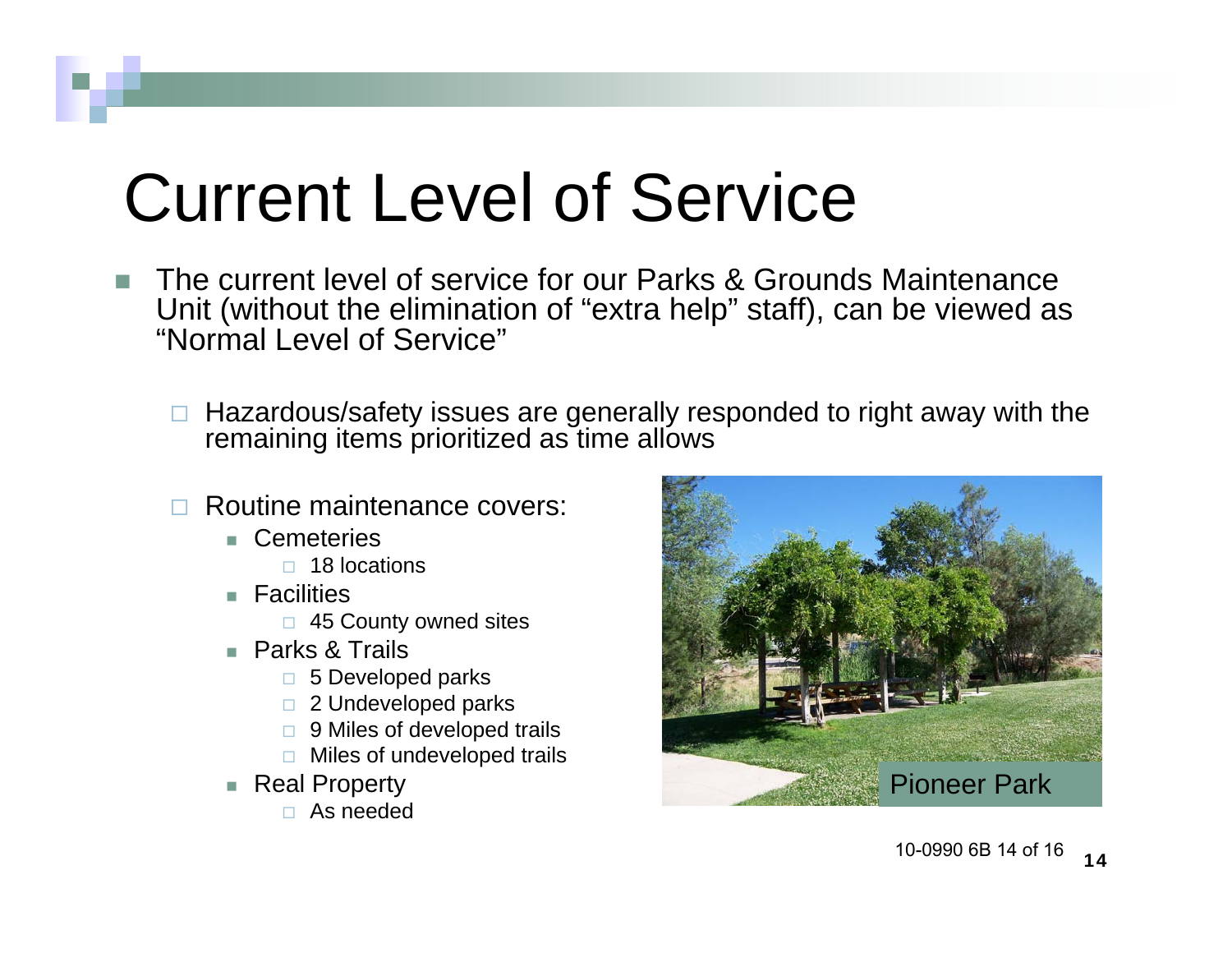# Current Level of Service

- The current level of service for our Parks & Grounds Maintenance Unit (without the elimination of "extra help" staff), can be viewed as "Normal Level of Service"
  - Hazardous/safety issues are generally responded to right away with the remaining items prioritized as time allows
  - Routine maintenance covers:
    - Cemeteries
      - 18 locations
    - Facilities
      - 45 County owned sites
    - Parks & Trails
      - 5 Developed parks
      - 2 Undeveloped parks
      - 9 Miles of developed trails
      - Miles of undeveloped trails
    - Real Property
      - As needed

Pioneer Park

10-0990 6B 14 of 16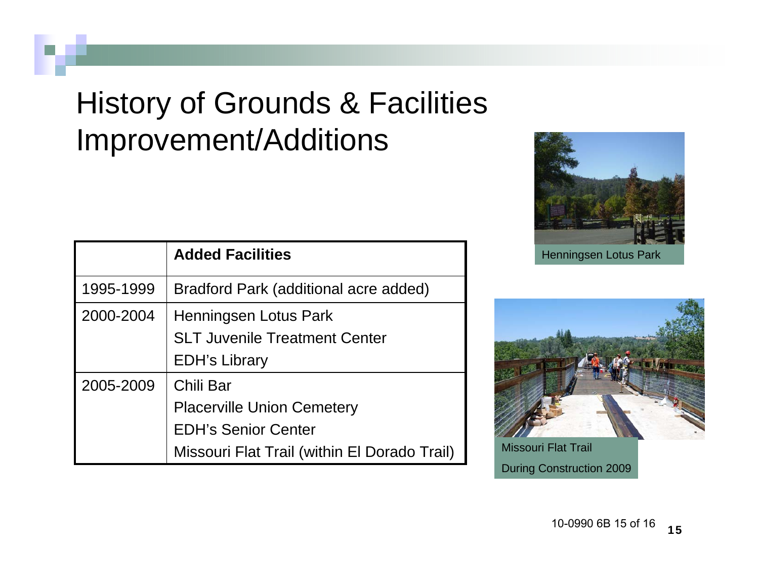# History of Grounds & Facilities Improvement/Additions

| | **Added Facilities** |
|---|---|
| 1995-1999 | Bradford Park (additional acre added) |
| 2000-2004 | Henningsen Lotus Park<br>SLT Juvenile Treatment Center<br>EDH's Library |
| 2005-2009 | Chili Bar<br>Placerville Union Cemetery<br>EDH's Senior Center<br>Missouri Flat Trail (within El Dorado Trail) |

Henningsen Lotus Park

Missouri Flat Trail

During Construction 2009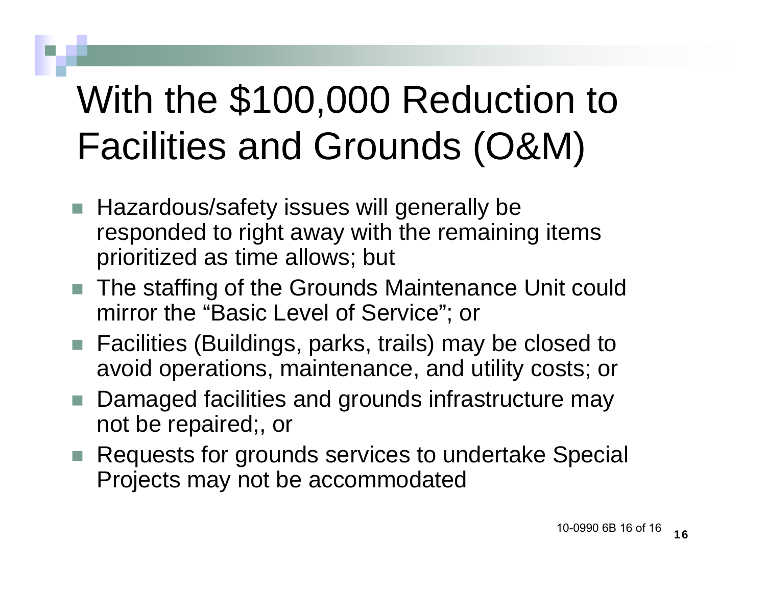# With the $100,000 Reduction to Facilities and Grounds (O&M)

- Hazardous/safety issues will generally be responded to right away with the remaining items prioritized as time allows; but
- The staffing of the Grounds Maintenance Unit could mirror the "Basic Level of Service"; or
- Facilities (Buildings, parks, trails) may be closed to avoid operations, maintenance, and utility costs; or
- Damaged facilities and grounds infrastructure may not be repaired;, or
- Requests for grounds services to undertake Special Projects may not be accommodated

10-0990 6B 16 of 16